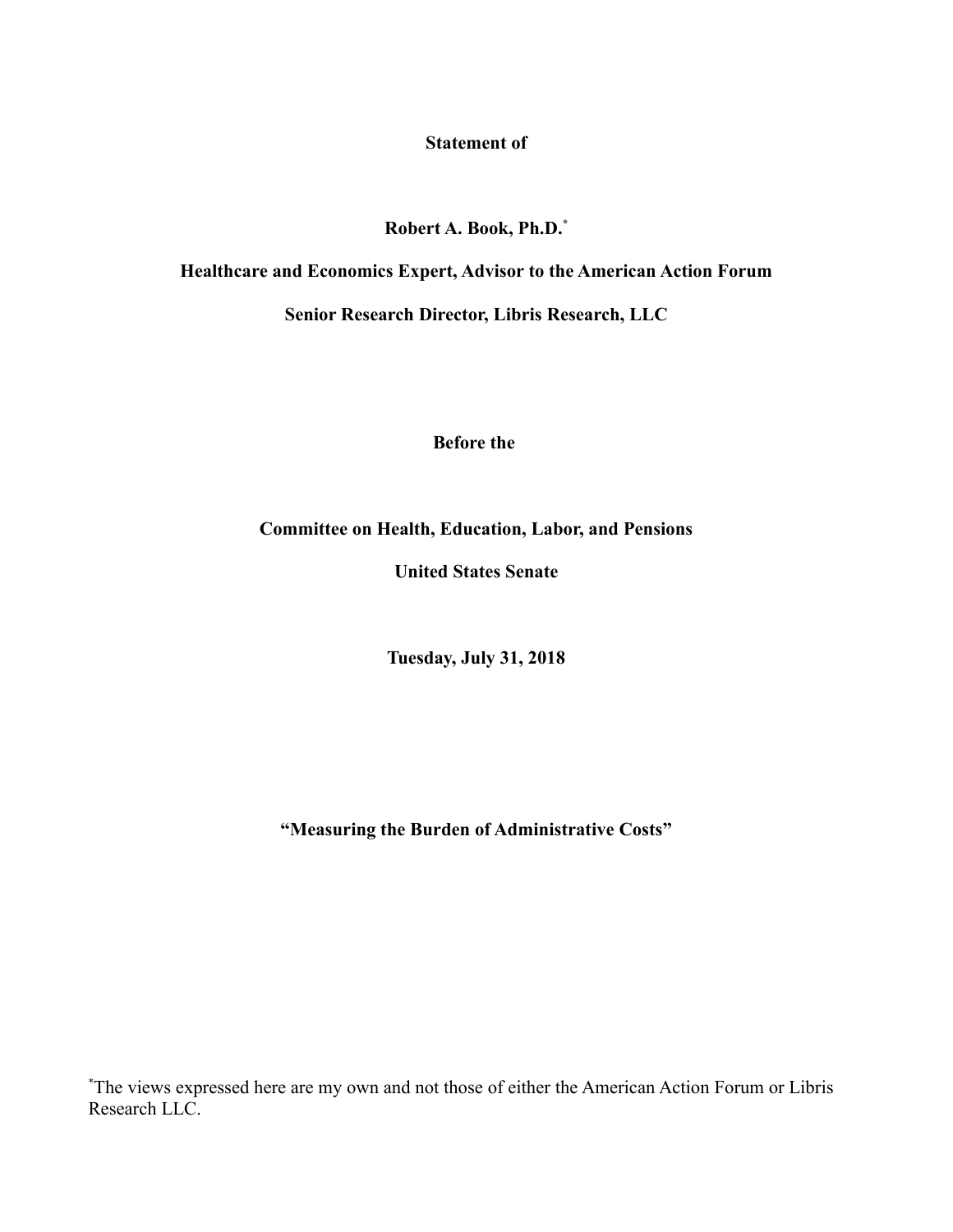**Statement of**

**Robert A. Book, Ph.D.[*]**

**Healthcare and Economics Expert, Advisor to the American Action Forum**

**Senior Research Director, Libris Research, LLC**

**Before the**

**Committee on Health, Education, Labor, and Pensions**

**United States Senate**

**Tuesday, July 31, 2018**

**"Measuring the Burden of Administrative Costs"**

[*]The views expressed here are my own and not those of either the American Action Forum or Libris Research LLC.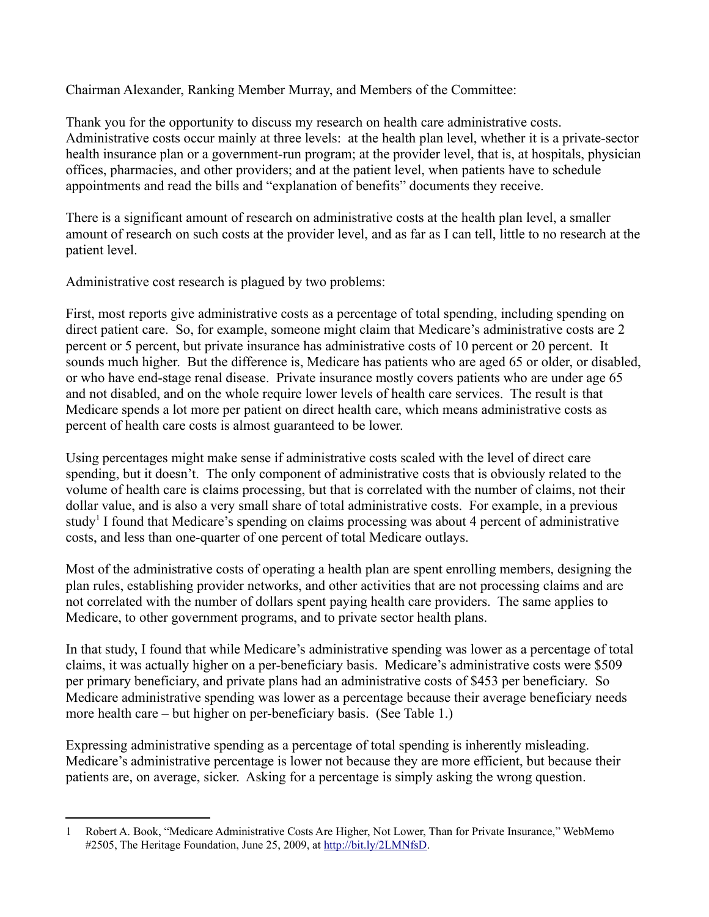Chairman Alexander, Ranking Member Murray, and Members of the Committee:

Thank you for the opportunity to discuss my research on health care administrative costs. Administrative costs occur mainly at three levels: at the health plan level, whether it is a private-sector health insurance plan or a government-run program; at the provider level, that is, at hospitals, physician offices, pharmacies, and other providers; and at the patient level, when patients have to schedule appointments and read the bills and "explanation of benefits" documents they receive.

There is a significant amount of research on administrative costs at the health plan level, a smaller amount of research on such costs at the provider level, and as far as I can tell, little to no research at the patient level.

Administrative cost research is plagued by two problems:

First, most reports give administrative costs as a percentage of total spending, including spending on direct patient care. So, for example, someone might claim that Medicare's administrative costs are 2 percent or 5 percent, but private insurance has administrative costs of 10 percent or 20 percent. It sounds much higher. But the difference is, Medicare has patients who are aged 65 or older, or disabled, or who have end-stage renal disease. Private insurance mostly covers patients who are under age 65 and not disabled, and on the whole require lower levels of health care services. The result is that Medicare spends a lot more per patient on direct health care, which means administrative costs as percent of health care costs is almost guaranteed to be lower.

Using percentages might make sense if administrative costs scaled with the level of direct care spending, but it doesn't. The only component of administrative costs that is obviously related to the volume of health care is claims processing, but that is correlated with the number of claims, not their dollar value, and is also a very small share of total administrative costs. For example, in a previous study[1] I found that Medicare's spending on claims processing was about 4 percent of administrative costs, and less than one-quarter of one percent of total Medicare outlays.

Most of the administrative costs of operating a health plan are spent enrolling members, designing the plan rules, establishing provider networks, and other activities that are not processing claims and are not correlated with the number of dollars spent paying health care providers. The same applies to Medicare, to other government programs, and to private sector health plans.

In that study, I found that while Medicare's administrative spending was lower as a percentage of total claims, it was actually higher on a per-beneficiary basis. Medicare's administrative costs were $509 per primary beneficiary, and private plans had an administrative costs of $453 per beneficiary. So Medicare administrative spending was lower as a percentage because their average beneficiary needs more health care – but higher on per-beneficiary basis. (See Table 1.)

Expressing administrative spending as a percentage of total spending is inherently misleading. Medicare's administrative percentage is lower not because they are more efficient, but because their patients are, on average, sicker. Asking for a percentage is simply asking the wrong question.

---

1 Robert A. Book, "Medicare Administrative Costs Are Higher, Not Lower, Than for Private Insurance," WebMemo #2505, The Heritage Foundation, June 25, 2009, at http://bit.ly/2LMNfsD.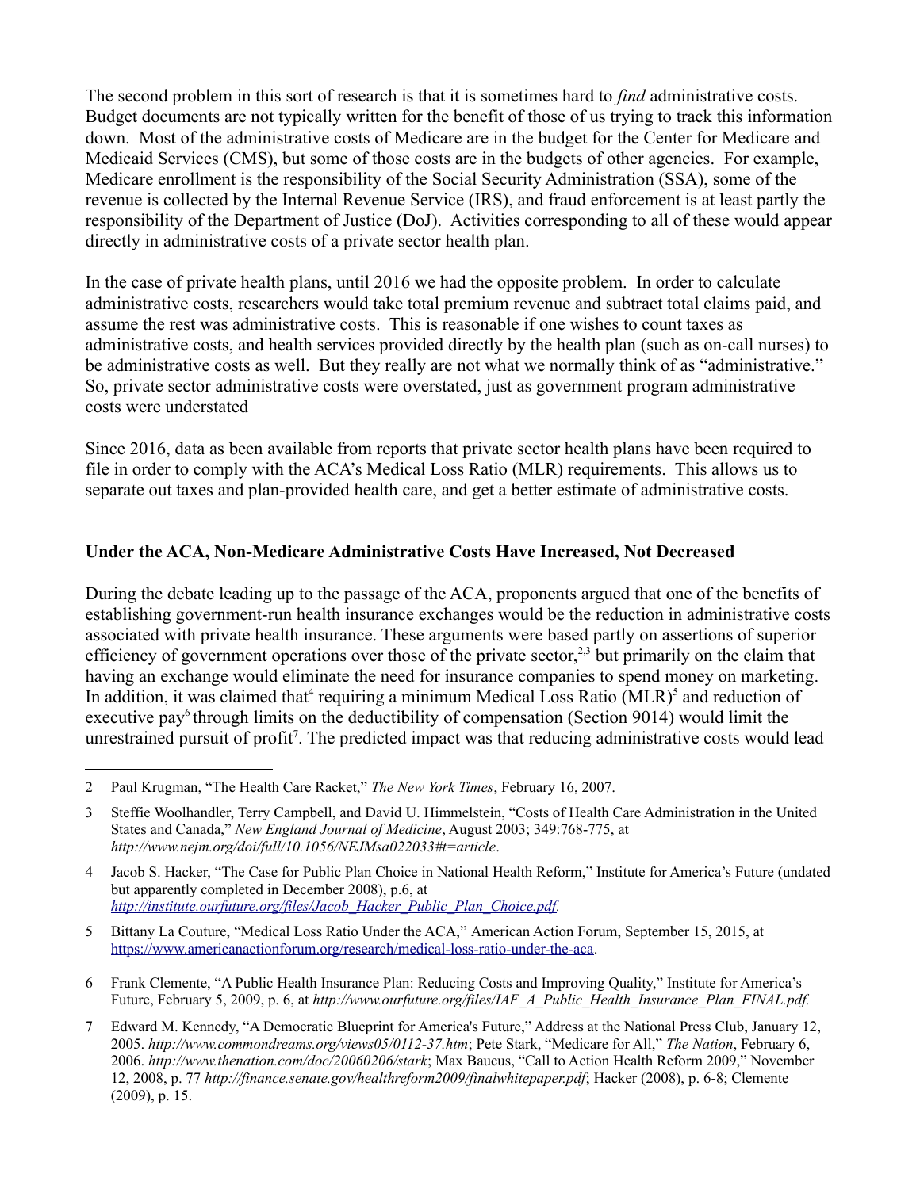The second problem in this sort of research is that it is sometimes hard to *find* administrative costs. Budget documents are not typically written for the benefit of those of us trying to track this information down. Most of the administrative costs of Medicare are in the budget for the Center for Medicare and Medicaid Services (CMS), but some of those costs are in the budgets of other agencies. For example, Medicare enrollment is the responsibility of the Social Security Administration (SSA), some of the revenue is collected by the Internal Revenue Service (IRS), and fraud enforcement is at least partly the responsibility of the Department of Justice (DoJ). Activities corresponding to all of these would appear directly in administrative costs of a private sector health plan.

In the case of private health plans, until 2016 we had the opposite problem. In order to calculate administrative costs, researchers would take total premium revenue and subtract total claims paid, and assume the rest was administrative costs. This is reasonable if one wishes to count taxes as administrative costs, and health services provided directly by the health plan (such as on-call nurses) to be administrative costs as well. But they really are not what we normally think of as "administrative." So, private sector administrative costs were overstated, just as government program administrative costs were understated

Since 2016, data as been available from reports that private sector health plans have been required to file in order to comply with the ACA's Medical Loss Ratio (MLR) requirements. This allows us to separate out taxes and plan-provided health care, and get a better estimate of administrative costs.

**Under the ACA, Non-Medicare Administrative Costs Have Increased, Not Decreased**

During the debate leading up to the passage of the ACA, proponents argued that one of the benefits of establishing government-run health insurance exchanges would be the reduction in administrative costs associated with private health insurance. These arguments were based partly on assertions of superior efficiency of government operations over those of the private sector,[2,3] but primarily on the claim that having an exchange would eliminate the need for insurance companies to spend money on marketing. In addition, it was claimed that[4] requiring a minimum Medical Loss Ratio (MLR)[5] and reduction of executive pay[6] through limits on the deductibility of compensation (Section 9014) would limit the unrestrained pursuit of profit[7]. The predicted impact was that reducing administrative costs would lead

---

2 Paul Krugman, "The Health Care Racket," *The New York Times*, February 16, 2007.

3 Steffie Woolhandler, Terry Campbell, and David U. Himmelstein, "Costs of Health Care Administration in the United States and Canada," *New England Journal of Medicine*, August 2003; 349:768-775, at *http://www.nejm.org/doi/full/10.1056/NEJMsa022033#t=article*.

4 Jacob S. Hacker, "The Case for Public Plan Choice in National Health Reform," Institute for America's Future (undated but apparently completed in December 2008), p.6, at *http://institute.ourfuture.org/files/Jacob_Hacker_Public_Plan_Choice.pdf*.

5 Bittany La Couture, "Medical Loss Ratio Under the ACA," American Action Forum, September 15, 2015, at https://www.americanactionforum.org/research/medical-loss-ratio-under-the-aca.

6 Frank Clemente, "A Public Health Insurance Plan: Reducing Costs and Improving Quality," Institute for America's Future, February 5, 2009, p. 6, at *http://www.ourfuture.org/files/IAF_A_Public_Health_Insurance_Plan_FINAL.pdf.*

7 Edward M. Kennedy, "A Democratic Blueprint for America's Future," Address at the National Press Club, January 12, 2005. *http://www.commondreams.org/views05/0112-37.htm*; Pete Stark, "Medicare for All," *The Nation*, February 6, 2006. *http://www.thenation.com/doc/20060206/stark*; Max Baucus, "Call to Action Health Reform 2009," November 12, 2008, p. 77 *http://finance.senate.gov/healthreform2009/finalwhitepaper.pdf*; Hacker (2008), p. 6-8; Clemente (2009), p. 15.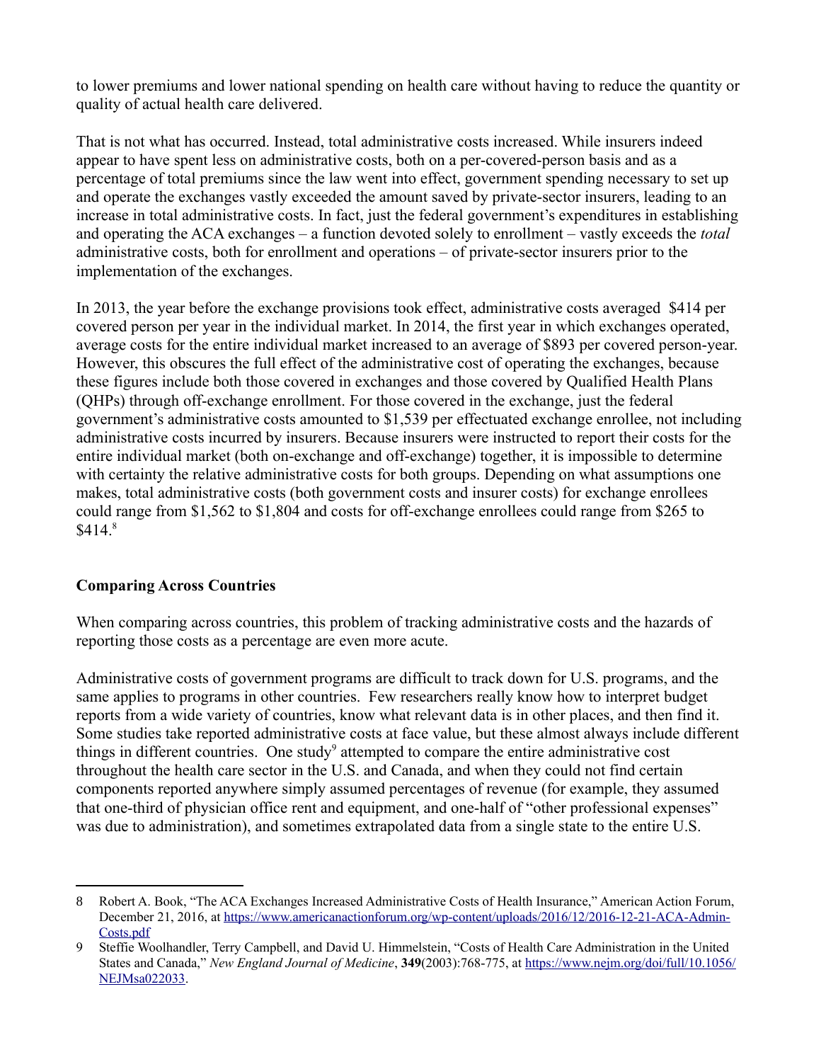to lower premiums and lower national spending on health care without having to reduce the quantity or quality of actual health care delivered.

That is not what has occurred. Instead, total administrative costs increased. While insurers indeed appear to have spent less on administrative costs, both on a per-covered-person basis and as a percentage of total premiums since the law went into effect, government spending necessary to set up and operate the exchanges vastly exceeded the amount saved by private-sector insurers, leading to an increase in total administrative costs. In fact, just the federal government's expenditures in establishing and operating the ACA exchanges – a function devoted solely to enrollment – vastly exceeds the *total* administrative costs, both for enrollment and operations – of private-sector insurers prior to the implementation of the exchanges.

In 2013, the year before the exchange provisions took effect, administrative costs averaged $414 per covered person per year in the individual market. In 2014, the first year in which exchanges operated, average costs for the entire individual market increased to an average of $893 per covered person-year. However, this obscures the full effect of the administrative cost of operating the exchanges, because these figures include both those covered in exchanges and those covered by Qualified Health Plans (QHPs) through off-exchange enrollment. For those covered in the exchange, just the federal government's administrative costs amounted to $1,539 per effectuated exchange enrollee, not including administrative costs incurred by insurers. Because insurers were instructed to report their costs for the entire individual market (both on-exchange and off-exchange) together, it is impossible to determine with certainty the relative administrative costs for both groups. Depending on what assumptions one makes, total administrative costs (both government costs and insurer costs) for exchange enrollees could range from $1,562 to $1,804 and costs for off-exchange enrollees could range from $265 to $414.[8]

**Comparing Across Countries**

When comparing across countries, this problem of tracking administrative costs and the hazards of reporting those costs as a percentage are even more acute.

Administrative costs of government programs are difficult to track down for U.S. programs, and the same applies to programs in other countries. Few researchers really know how to interpret budget reports from a wide variety of countries, know what relevant data is in other places, and then find it. Some studies take reported administrative costs at face value, but these almost always include different things in different countries. One study[9] attempted to compare the entire administrative cost throughout the health care sector in the U.S. and Canada, and when they could not find certain components reported anywhere simply assumed percentages of revenue (for example, they assumed that one-third of physician office rent and equipment, and one-half of "other professional expenses" was due to administration), and sometimes extrapolated data from a single state to the entire U.S.

---

8 Robert A. Book, "The ACA Exchanges Increased Administrative Costs of Health Insurance," American Action Forum, December 21, 2016, at https://www.americanactionforum.org/wp-content/uploads/2016/12/2016-12-21-ACA-Admin-Costs.pdf

9 Steffie Woolhandler, Terry Campbell, and David U. Himmelstein, "Costs of Health Care Administration in the United States and Canada," *New England Journal of Medicine*, **349**(2003):768-775, at https://www.nejm.org/doi/full/10.1056/NEJMsa022033.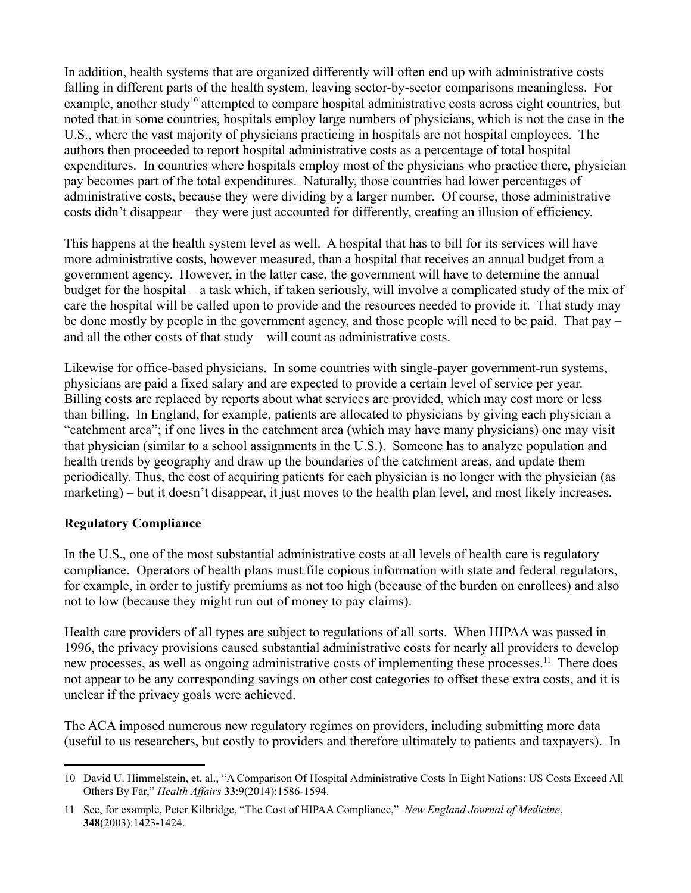In addition, health systems that are organized differently will often end up with administrative costs falling in different parts of the health system, leaving sector-by-sector comparisons meaningless. For example, another study[10] attempted to compare hospital administrative costs across eight countries, but noted that in some countries, hospitals employ large numbers of physicians, which is not the case in the U.S., where the vast majority of physicians practicing in hospitals are not hospital employees. The authors then proceeded to report hospital administrative costs as a percentage of total hospital expenditures. In countries where hospitals employ most of the physicians who practice there, physician pay becomes part of the total expenditures. Naturally, those countries had lower percentages of administrative costs, because they were dividing by a larger number. Of course, those administrative costs didn't disappear – they were just accounted for differently, creating an illusion of efficiency.

This happens at the health system level as well. A hospital that has to bill for its services will have more administrative costs, however measured, than a hospital that receives an annual budget from a government agency. However, in the latter case, the government will have to determine the annual budget for the hospital – a task which, if taken seriously, will involve a complicated study of the mix of care the hospital will be called upon to provide and the resources needed to provide it. That study may be done mostly by people in the government agency, and those people will need to be paid. That pay – and all the other costs of that study – will count as administrative costs.

Likewise for office-based physicians. In some countries with single-payer government-run systems, physicians are paid a fixed salary and are expected to provide a certain level of service per year. Billing costs are replaced by reports about what services are provided, which may cost more or less than billing. In England, for example, patients are allocated to physicians by giving each physician a "catchment area"; if one lives in the catchment area (which may have many physicians) one may visit that physician (similar to a school assignments in the U.S.). Someone has to analyze population and health trends by geography and draw up the boundaries of the catchment areas, and update them periodically. Thus, the cost of acquiring patients for each physician is no longer with the physician (as marketing) – but it doesn't disappear, it just moves to the health plan level, and most likely increases.

**Regulatory Compliance**

In the U.S., one of the most substantial administrative costs at all levels of health care is regulatory compliance. Operators of health plans must file copious information with state and federal regulators, for example, in order to justify premiums as not too high (because of the burden on enrollees) and also not to low (because they might run out of money to pay claims).

Health care providers of all types are subject to regulations of all sorts. When HIPAA was passed in 1996, the privacy provisions caused substantial administrative costs for nearly all providers to develop new processes, as well as ongoing administrative costs of implementing these processes.[11] There does not appear to be any corresponding savings on other cost categories to offset these extra costs, and it is unclear if the privacy goals were achieved.

The ACA imposed numerous new regulatory regimes on providers, including submitting more data (useful to us researchers, but costly to providers and therefore ultimately to patients and taxpayers). In

---

10 David U. Himmelstein, et. al., "A Comparison Of Hospital Administrative Costs In Eight Nations: US Costs Exceed All Others By Far," *Health Affairs* **33**:9(2014):1586-1594.

11 See, for example, Peter Kilbridge, "The Cost of HIPAA Compliance," *New England Journal of Medicine*, **348**(2003):1423-1424.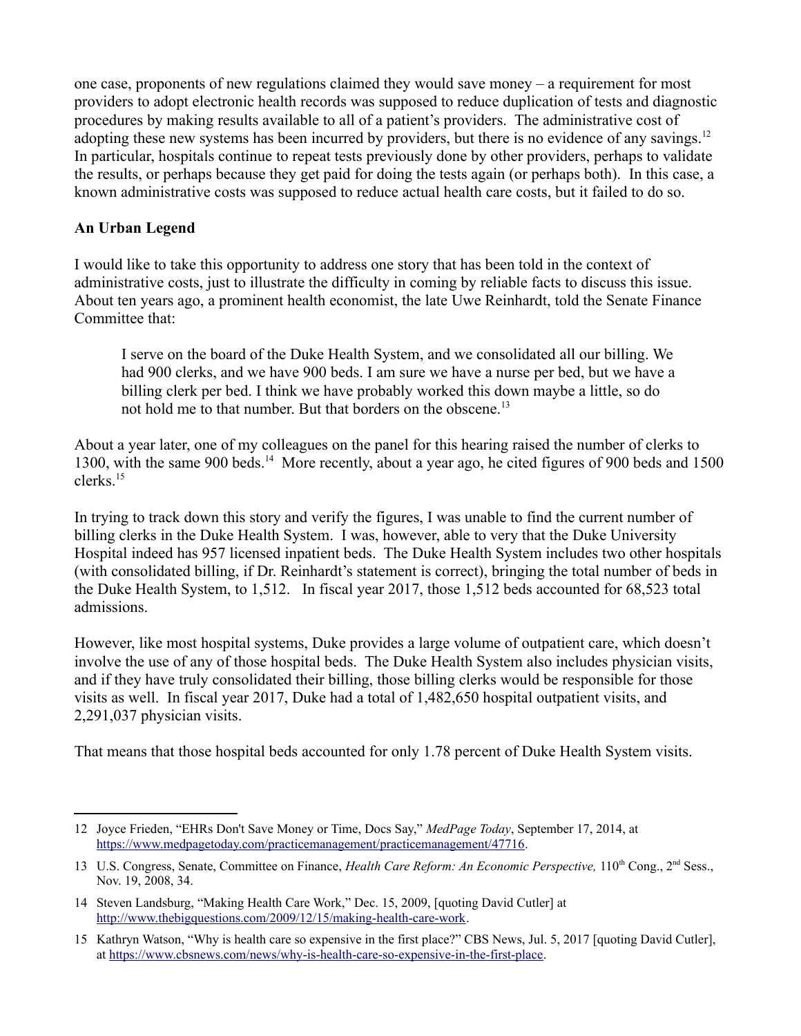one case, proponents of new regulations claimed they would save money – a requirement for most providers to adopt electronic health records was supposed to reduce duplication of tests and diagnostic procedures by making results available to all of a patient's providers. The administrative cost of adopting these new systems has been incurred by providers, but there is no evidence of any savings.[12] In particular, hospitals continue to repeat tests previously done by other providers, perhaps to validate the results, or perhaps because they get paid for doing the tests again (or perhaps both). In this case, a known administrative costs was supposed to reduce actual health care costs, but it failed to do so.

**An Urban Legend**

I would like to take this opportunity to address one story that has been told in the context of administrative costs, just to illustrate the difficulty in coming by reliable facts to discuss this issue. About ten years ago, a prominent health economist, the late Uwe Reinhardt, told the Senate Finance Committee that:

> I serve on the board of the Duke Health System, and we consolidated all our billing. We had 900 clerks, and we have 900 beds. I am sure we have a nurse per bed, but we have a billing clerk per bed. I think we have probably worked this down maybe a little, so do not hold me to that number. But that borders on the obscene.[13]

About a year later, one of my colleagues on the panel for this hearing raised the number of clerks to 1300, with the same 900 beds.[14] More recently, about a year ago, he cited figures of 900 beds and 1500 clerks.[15]

In trying to track down this story and verify the figures, I was unable to find the current number of billing clerks in the Duke Health System. I was, however, able to very that the Duke University Hospital indeed has 957 licensed inpatient beds. The Duke Health System includes two other hospitals (with consolidated billing, if Dr. Reinhardt's statement is correct), bringing the total number of beds in the Duke Health System, to 1,512. In fiscal year 2017, those 1,512 beds accounted for 68,523 total admissions.

However, like most hospital systems, Duke provides a large volume of outpatient care, which doesn't involve the use of any of those hospital beds. The Duke Health System also includes physician visits, and if they have truly consolidated their billing, those billing clerks would be responsible for those visits as well. In fiscal year 2017, Duke had a total of 1,482,650 hospital outpatient visits, and 2,291,037 physician visits.

That means that those hospital beds accounted for only 1.78 percent of Duke Health System visits.

---

12 Joyce Frieden, "EHRs Don't Save Money or Time, Docs Say," *MedPage Today*, September 17, 2014, at https://www.medpagetoday.com/practicemanagement/practicemanagement/47716.

13 U.S. Congress, Senate, Committee on Finance, *Health Care Reform: An Economic Perspective,* 110th Cong., 2nd Sess., Nov. 19, 2008, 34.

14 Steven Landsburg, "Making Health Care Work," Dec. 15, 2009, [quoting David Cutler] at http://www.thebigquestions.com/2009/12/15/making-health-care-work.

15 Kathryn Watson, "Why is health care so expensive in the first place?" CBS News, Jul. 5, 2017 [quoting David Cutler], at https://www.cbsnews.com/news/why-is-health-care-so-expensive-in-the-first-place.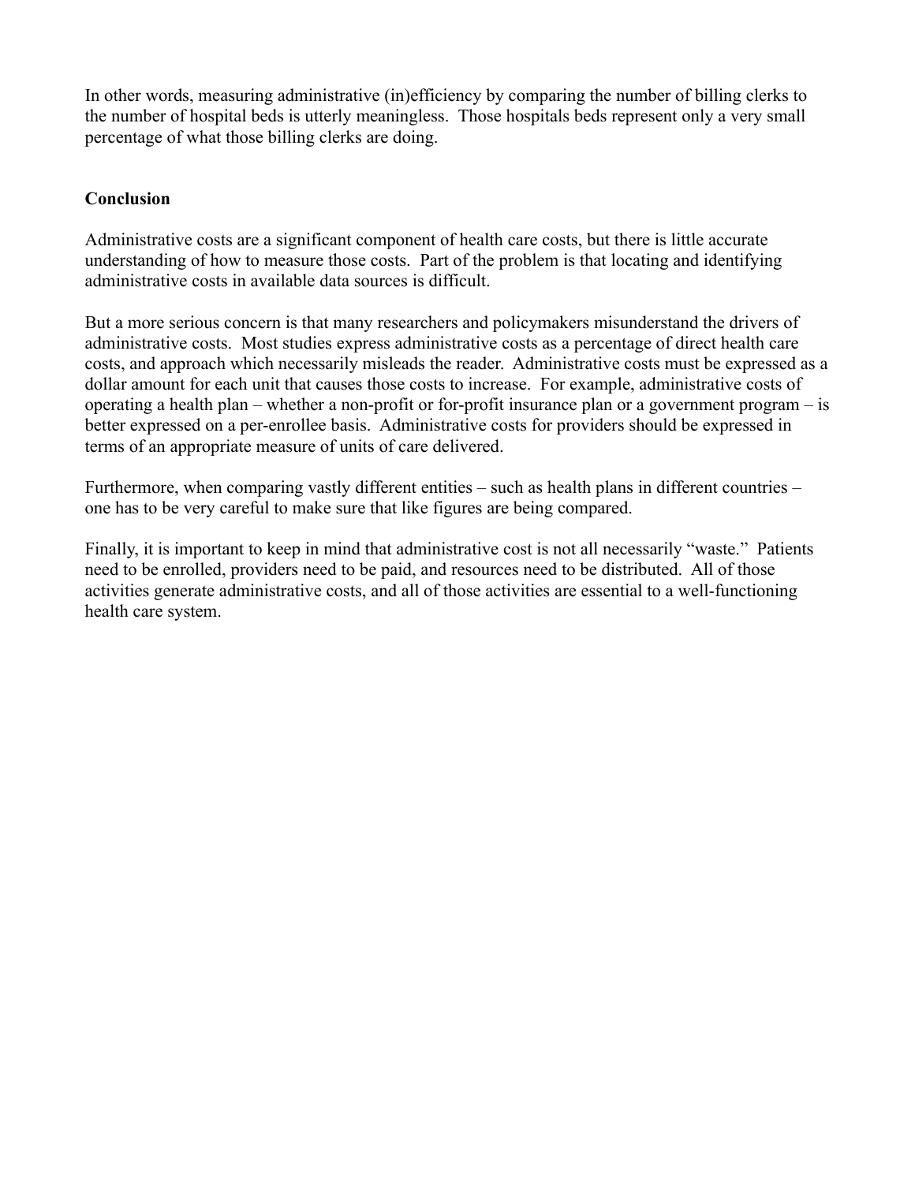In other words, measuring administrative (in)efficiency by comparing the number of billing clerks to the number of hospital beds is utterly meaningless. Those hospitals beds represent only a very small percentage of what those billing clerks are doing.

## Conclusion

Administrative costs are a significant component of health care costs, but there is little accurate understanding of how to measure those costs. Part of the problem is that locating and identifying administrative costs in available data sources is difficult.

But a more serious concern is that many researchers and policymakers misunderstand the drivers of administrative costs. Most studies express administrative costs as a percentage of direct health care costs, and approach which necessarily misleads the reader. Administrative costs must be expressed as a dollar amount for each unit that causes those costs to increase. For example, administrative costs of operating a health plan – whether a non-profit or for-profit insurance plan or a government program – is better expressed on a per-enrollee basis. Administrative costs for providers should be expressed in terms of an appropriate measure of units of care delivered.

Furthermore, when comparing vastly different entities – such as health plans in different countries – one has to be very careful to make sure that like figures are being compared.

Finally, it is important to keep in mind that administrative cost is not all necessarily "waste." Patients need to be enrolled, providers need to be paid, and resources need to be distributed. All of those activities generate administrative costs, and all of those activities are essential to a well-functioning health care system.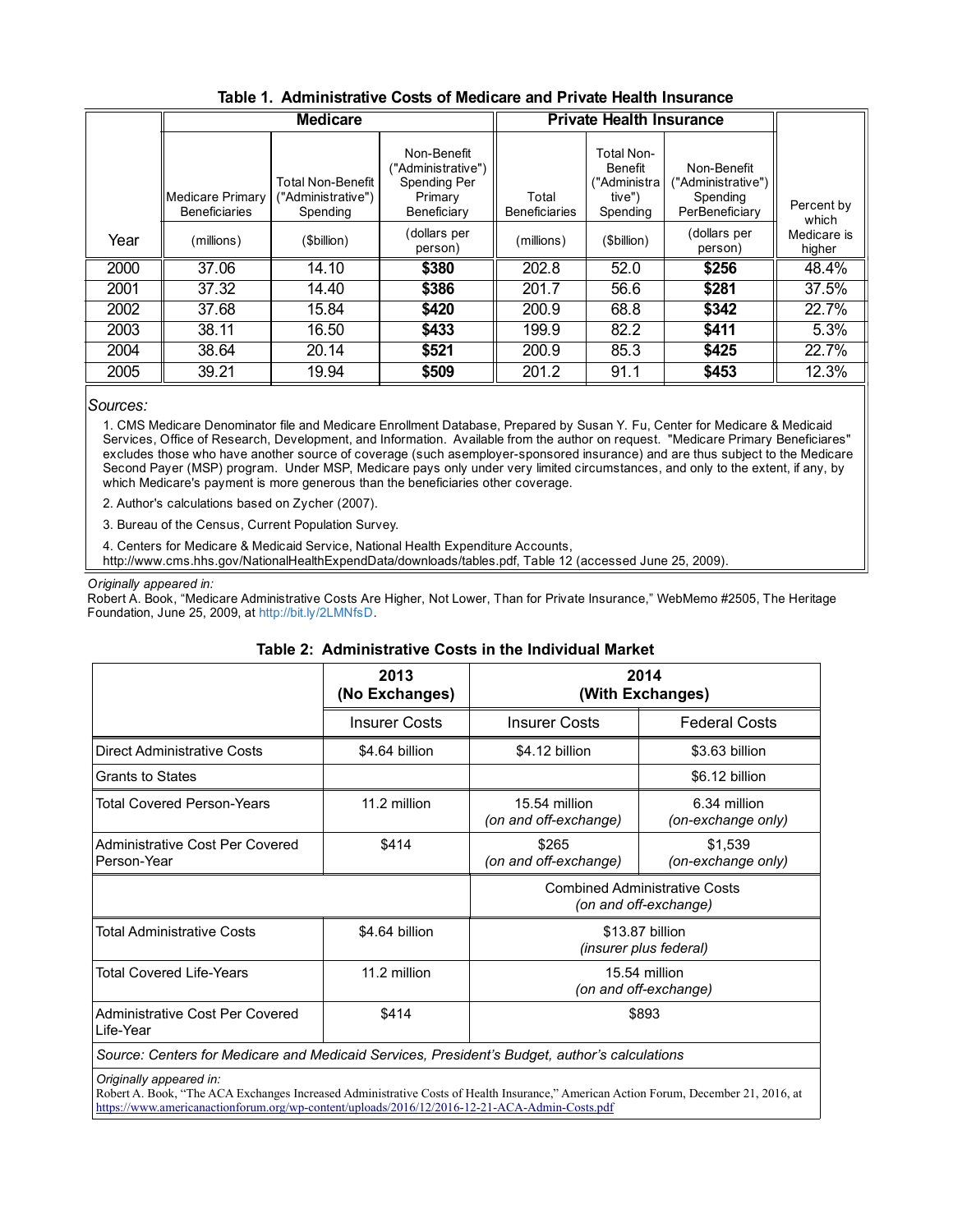**Table 1. Administrative Costs of Medicare and Private Health Insurance**

| | Medicare | | | Private Health Insurance | | | |
|---|---|---|---|---|---|---|---|
| | Medicare Primary Beneficiaries | Total Non-Benefit ("Administrative") Spending | Non-Benefit ("Administrative") Spending Per Primary Beneficiary | Total Beneficiaries | Total Non-Benefit ("Administrative") Spending | Non-Benefit ("Administrative") Spending PerBeneficiary | Percent by which Medicare is higher |
| Year | (millions) | ($billion) | (dollars per person) | (millions) | ($billion) | (dollars per person) | |
| 2000 | 37.06 | 14.10 | **$380** | 202.8 | 52.0 | **$256** | 48.4% |
| 2001 | 37.32 | 14.40 | **$386** | 201.7 | 56.6 | **$281** | 37.5% |
| 2002 | 37.68 | 15.84 | **$420** | 200.9 | 68.8 | **$342** | 22.7% |
| 2003 | 38.11 | 16.50 | **$433** | 199.9 | 82.2 | **$411** | 5.3% |
| 2004 | 38.64 | 20.14 | **$521** | 200.9 | 85.3 | **$425** | 22.7% |
| 2005 | 39.21 | 19.94 | **$509** | 201.2 | 91.1 | **$453** | 12.3% |

*Sources:*

1. CMS Medicare Denominator file and Medicare Enrollment Database, Prepared by Susan Y. Fu, Center for Medicare & Medicaid Services, Office of Research, Development, and Information. Available from the author on request. "Medicare Primary Beneficiaries" excludes those who have another source of coverage (such asemployer-sponsored insurance) and are thus subject to the Medicare Second Payer (MSP) program. Under MSP, Medicare pays only under very limited circumstances, and only to the extent, if any, by which Medicare's payment is more generous than the beneficiaries other coverage.
2. Author's calculations based on Zycher (2007).
3. Bureau of the Census, Current Population Survey.
4. Centers for Medicare & Medicaid Service, National Health Expenditure Accounts, http://www.cms.hhs.gov/NationalHealthExpendData/downloads/tables.pdf, Table 12 (accessed June 25, 2009).

*Originally appeared in:*
Robert A. Book, "Medicare Administrative Costs Are Higher, Not Lower, Than for Private Insurance," WebMemo #2505, The Heritage Foundation, June 25, 2009, at http://bit.ly/2LMNfsD.

**Table 2: Administrative Costs in the Individual Market**

| | 2013 (No Exchanges) | 2014 (With Exchanges) | |
|---|---|---|---|
| | Insurer Costs | Insurer Costs | Federal Costs |
| Direct Administrative Costs | $4.64 billion | $4.12 billion | $3.63 billion |
| Grants to States | | | $6.12 billion |
| Total Covered Person-Years | 11.2 million | 15.54 million *(on and off-exchange)* | 6.34 million *(on-exchange only)* |
| Administrative Cost Per Covered Person-Year | $414 | $265 *(on and off-exchange)* | $1,539 *(on-exchange only)* |
| | | Combined Administrative Costs *(on and off-exchange)* | |
| Total Administrative Costs | $4.64 billion | $13.87 billion *(insurer plus federal)* | |
| Total Covered Life-Years | 11.2 million | 15.54 million *(on and off-exchange)* | |
| Administrative Cost Per Covered Life-Year | $414 | $893 | |

*Source: Centers for Medicare and Medicaid Services, President's Budget, author's calculations*

*Originally appeared in:*
Robert A. Book, "The ACA Exchanges Increased Administrative Costs of Health Insurance," American Action Forum, December 21, 2016, at https://www.americanactionforum.org/wp-content/uploads/2016/12/2016-12-21-ACA-Admin-Costs.pdf